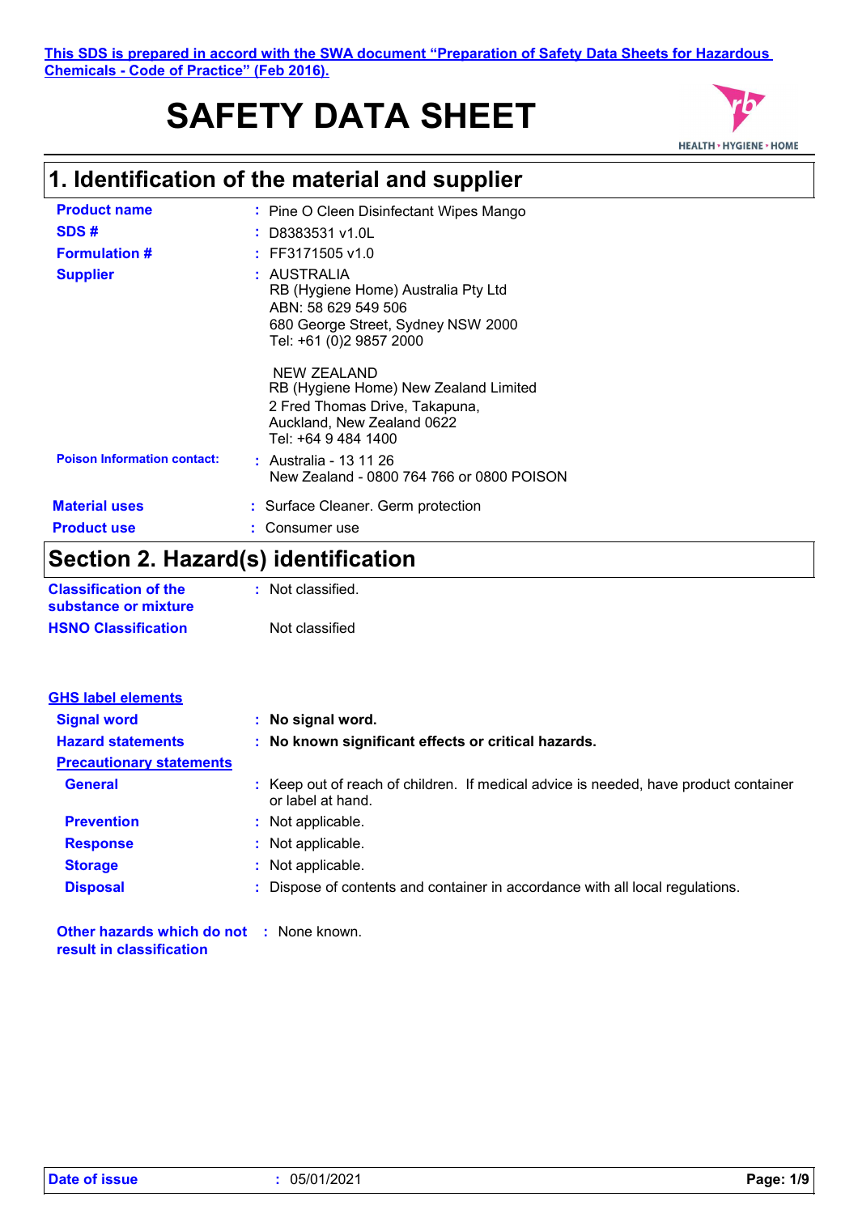This SDS is prepared in accord with the SWA document "Preparation of Safety Data Sheets for Hazardous Chemicals - Code of Practice" (Feb 2016).

# SAFETY DATA SHEET

## 1. Identification of the material and supplier

**Product name** : Pine O Cleen Disinfectant Wipes Mango

**SDS #** : D8383531 v1.0L

**Formulation #** : FF3171505 v1.0

**Supplier** : AUSTRALIA
RB (Hygiene Home) Australia Pty Ltd
ABN: 58 629 549 506
680 George Street, Sydney NSW 2000
Tel: +61 (0)2 9857 2000

NEW ZEALAND
RB (Hygiene Home) New Zealand Limited
2 Fred Thomas Drive, Takapuna,
Auckland, New Zealand 0622
Tel: +64 9 484 1400

**Poison Information contact:** : Australia - 13 11 26
New Zealand - 0800 764 766 or 0800 POISON

**Material uses** : Surface Cleaner. Germ protection

**Product use** : Consumer use

## Section 2. Hazard(s) identification

**Classification of the substance or mixture** : Not classified.

**HSNO Classification** Not classified

**GHS label elements**

**Signal word** : **No signal word.**

**Hazard statements** : **No known significant effects or critical hazards.**

**Precautionary statements**

**General** : Keep out of reach of children. If medical advice is needed, have product container or label at hand.

**Prevention** : Not applicable.

**Response** : Not applicable.

**Storage** : Not applicable.

**Disposal** : Dispose of contents and container in accordance with all local regulations.

**Other hazards which do not result in classification** : None known.

**Date of issue** : 05/01/2021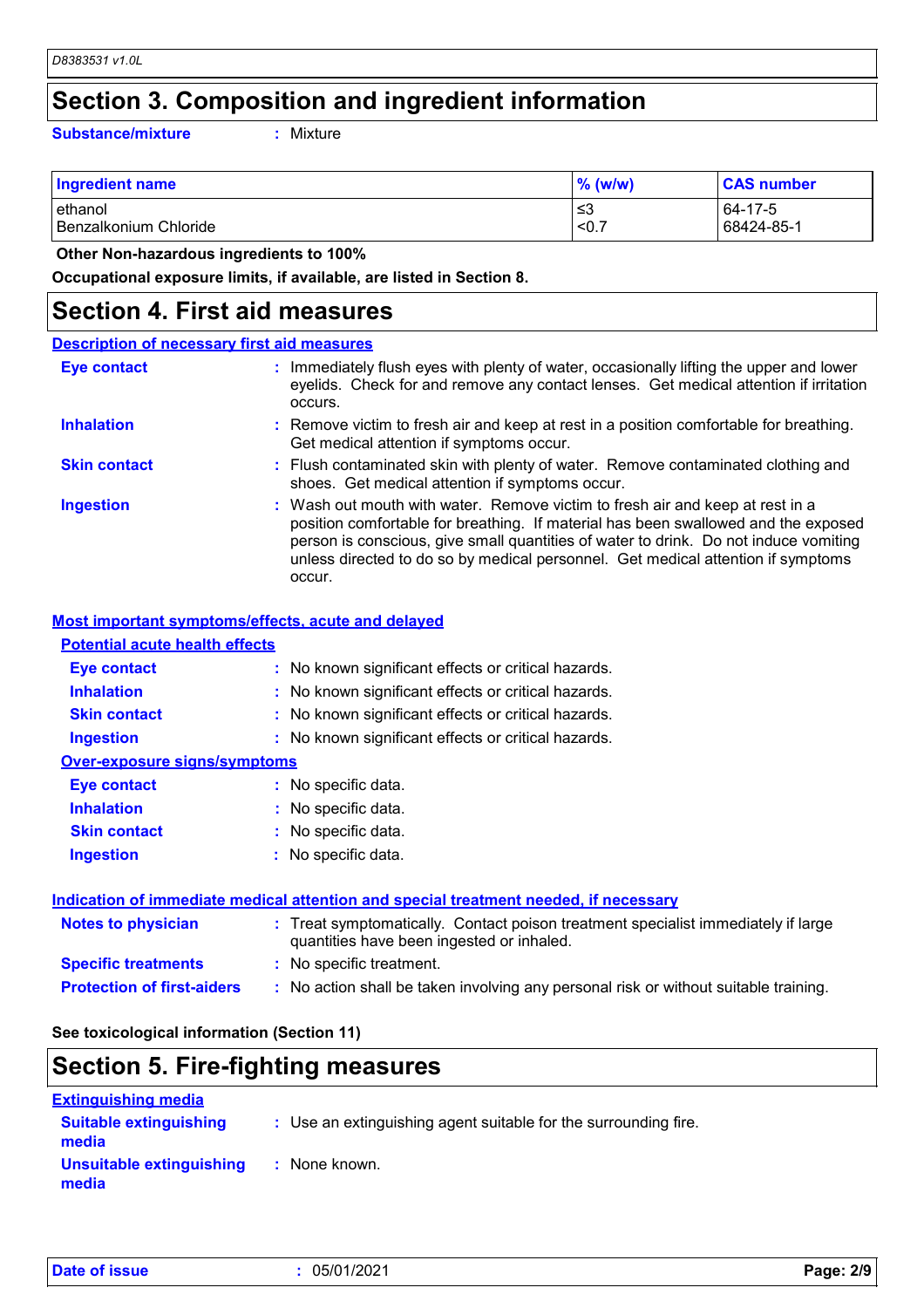## Section 3. Composition and ingredient information

**Substance/mixture** : Mixture

| Ingredient name | % (w/w) | CAS number |
|---|---|---|
| ethanol | ≤3 | 64-17-5 |
| Benzalkonium Chloride | <0.7 | 68424-85-1 |

**Other Non-hazardous ingredients to 100%**

**Occupational exposure limits, if available, are listed in Section 8.**

## Section 4. First aid measures

### Description of necessary first aid measures

**Eye contact** : Immediately flush eyes with plenty of water, occasionally lifting the upper and lower eyelids. Check for and remove any contact lenses. Get medical attention if irritation occurs.

**Inhalation** : Remove victim to fresh air and keep at rest in a position comfortable for breathing. Get medical attention if symptoms occur.

**Skin contact** : Flush contaminated skin with plenty of water. Remove contaminated clothing and shoes. Get medical attention if symptoms occur.

**Ingestion** : Wash out mouth with water. Remove victim to fresh air and keep at rest in a position comfortable for breathing. If material has been swallowed and the exposed person is conscious, give small quantities of water to drink. Do not induce vomiting unless directed to do so by medical personnel. Get medical attention if symptoms occur.

### Most important symptoms/effects, acute and delayed

#### Potential acute health effects

**Eye contact** : No known significant effects or critical hazards.

**Inhalation** : No known significant effects or critical hazards.

**Skin contact** : No known significant effects or critical hazards.

**Ingestion** : No known significant effects or critical hazards.

#### Over-exposure signs/symptoms

**Eye contact** : No specific data.

**Inhalation** : No specific data.

**Skin contact** : No specific data.

**Ingestion** : No specific data.

### Indication of immediate medical attention and special treatment needed, if necessary

**Notes to physician** : Treat symptomatically. Contact poison treatment specialist immediately if large quantities have been ingested or inhaled.

**Specific treatments** : No specific treatment.

**Protection of first-aiders** : No action shall be taken involving any personal risk or without suitable training.

**See toxicological information (Section 11)**

## Section 5. Fire-fighting measures

### Extinguishing media

**Suitable extinguishing media** : Use an extinguishing agent suitable for the surrounding fire.

**Unsuitable extinguishing media** : None known.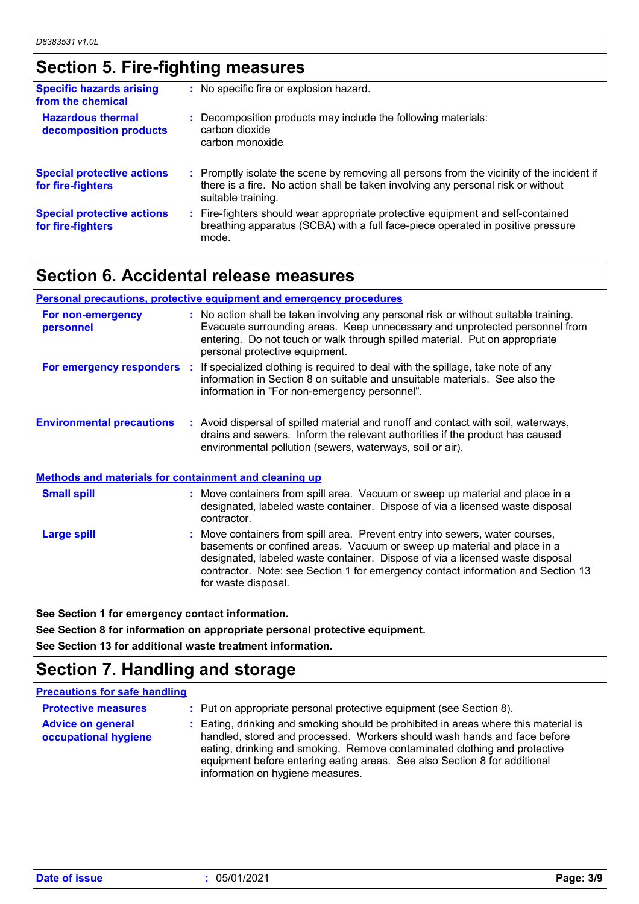## Section 5. Fire-fighting measures

| | |
|---|---|
| **Specific hazards arising from the chemical** | : No specific fire or explosion hazard. |
| **Hazardous thermal decomposition products** | : Decomposition products may include the following materials: carbon dioxide carbon monoxide |
| **Special protective actions for fire-fighters** | : Promptly isolate the scene by removing all persons from the vicinity of the incident if there is a fire. No action shall be taken involving any personal risk or without suitable training. |
| **Special protective actions for fire-fighters** | : Fire-fighters should wear appropriate protective equipment and self-contained breathing apparatus (SCBA) with a full face-piece operated in positive pressure mode. |

## Section 6. Accidental release measures

### Personal precautions, protective equipment and emergency procedures

| | |
|---|---|
| **For non-emergency personnel** | : No action shall be taken involving any personal risk or without suitable training. Evacuate surrounding areas. Keep unnecessary and unprotected personnel from entering. Do not touch or walk through spilled material. Put on appropriate personal protective equipment. |
| **For emergency responders** | : If specialized clothing is required to deal with the spillage, take note of any information in Section 8 on suitable and unsuitable materials. See also the information in "For non-emergency personnel". |
| **Environmental precautions** | : Avoid dispersal of spilled material and runoff and contact with soil, waterways, drains and sewers. Inform the relevant authorities if the product has caused environmental pollution (sewers, waterways, soil or air). |

### Methods and materials for containment and cleaning up

| | |
|---|---|
| **Small spill** | : Move containers from spill area. Vacuum or sweep up material and place in a designated, labeled waste container. Dispose of via a licensed waste disposal contractor. |
| **Large spill** | : Move containers from spill area. Prevent entry into sewers, water courses, basements or confined areas. Vacuum or sweep up material and place in a designated, labeled waste container. Dispose of via a licensed waste disposal contractor. Note: see Section 1 for emergency contact information and Section 13 for waste disposal. |

**See Section 1 for emergency contact information.**

**See Section 8 for information on appropriate personal protective equipment.**

**See Section 13 for additional waste treatment information.**

## Section 7. Handling and storage

### Precautions for safe handling

| | |
|---|---|
| **Protective measures** | : Put on appropriate personal protective equipment (see Section 8). |
| **Advice on general occupational hygiene** | : Eating, drinking and smoking should be prohibited in areas where this material is handled, stored and processed. Workers should wash hands and face before eating, drinking and smoking. Remove contaminated clothing and protective equipment before entering eating areas. See also Section 8 for additional information on hygiene measures. |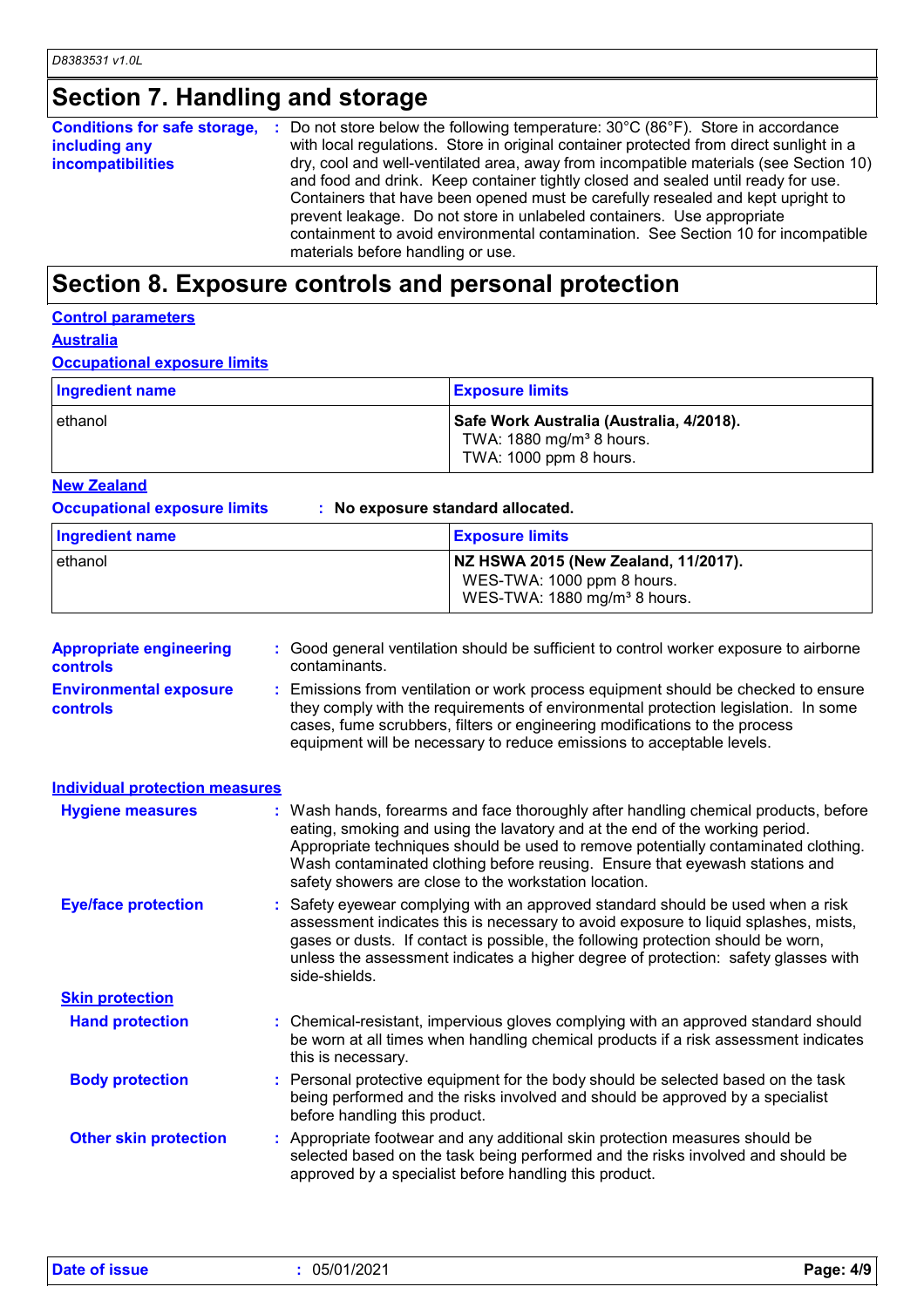## Section 7. Handling and storage

**Conditions for safe storage, including any incompatibilities** : Do not store below the following temperature: 30°C (86°F). Store in accordance with local regulations. Store in original container protected from direct sunlight in a dry, cool and well-ventilated area, away from incompatible materials (see Section 10) and food and drink. Keep container tightly closed and sealed until ready for use. Containers that have been opened must be carefully resealed and kept upright to prevent leakage. Do not store in unlabeled containers. Use appropriate containment to avoid environmental contamination. See Section 10 for incompatible materials before handling or use.

## Section 8. Exposure controls and personal protection

**Control parameters**

**Australia**

**Occupational exposure limits**

| Ingredient name | Exposure limits |
|---|---|
| ethanol | **Safe Work Australia (Australia, 4/2018).**<br>TWA: 1880 mg/m³ 8 hours.<br>TWA: 1000 ppm 8 hours. |

**New Zealand**

**Occupational exposure limits** : **No exposure standard allocated.**

| Ingredient name | Exposure limits |
|---|---|
| ethanol | **NZ HSWA 2015 (New Zealand, 11/2017).**<br>WES-TWA: 1000 ppm 8 hours.<br>WES-TWA: 1880 mg/m³ 8 hours. |

**Appropriate engineering controls** : Good general ventilation should be sufficient to control worker exposure to airborne contaminants.

**Environmental exposure controls** : Emissions from ventilation or work process equipment should be checked to ensure they comply with the requirements of environmental protection legislation. In some cases, fume scrubbers, filters or engineering modifications to the process equipment will be necessary to reduce emissions to acceptable levels.

**Individual protection measures**

**Hygiene measures** : Wash hands, forearms and face thoroughly after handling chemical products, before eating, smoking and using the lavatory and at the end of the working period. Appropriate techniques should be used to remove potentially contaminated clothing. Wash contaminated clothing before reusing. Ensure that eyewash stations and safety showers are close to the workstation location.

**Eye/face protection** : Safety eyewear complying with an approved standard should be used when a risk assessment indicates this is necessary to avoid exposure to liquid splashes, mists, gases or dusts. If contact is possible, the following protection should be worn, unless the assessment indicates a higher degree of protection: safety glasses with side-shields.

**Skin protection**

**Hand protection** : Chemical-resistant, impervious gloves complying with an approved standard should be worn at all times when handling chemical products if a risk assessment indicates this is necessary.

**Body protection** : Personal protective equipment for the body should be selected based on the task being performed and the risks involved and should be approved by a specialist before handling this product.

**Other skin protection** : Appropriate footwear and any additional skin protection measures should be selected based on the task being performed and the risks involved and should be approved by a specialist before handling this product.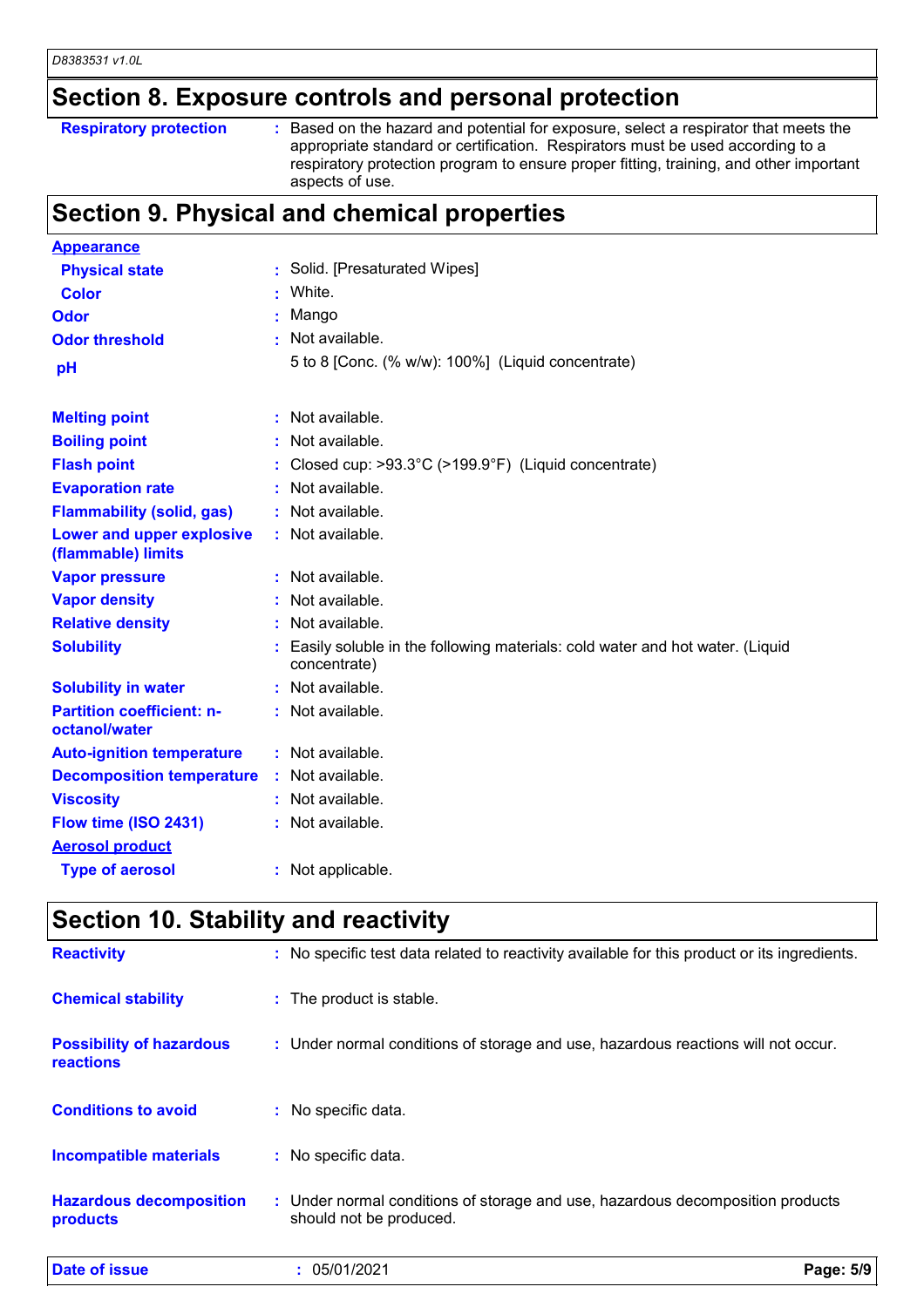## Section 8. Exposure controls and personal protection

| | |
|---|---|
| **Respiratory protection** | : Based on the hazard and potential for exposure, select a respirator that meets the appropriate standard or certification. Respirators must be used according to a respiratory protection program to ensure proper fitting, training, and other important aspects of use. |

## Section 9. Physical and chemical properties

| | |
|---|---|
| **Appearance** | |
| **Physical state** | : Solid. [Presaturated Wipes] |
| **Color** | : White. |
| **Odor** | : Mango |
| **Odor threshold** | : Not available. |
| **pH** | 5 to 8 [Conc. (% w/w): 100%] (Liquid concentrate) |
| **Melting point** | : Not available. |
| **Boiling point** | : Not available. |
| **Flash point** | : Closed cup: >93.3°C (>199.9°F) (Liquid concentrate) |
| **Evaporation rate** | : Not available. |
| **Flammability (solid, gas)** | : Not available. |
| **Lower and upper explosive (flammable) limits** | : Not available. |
| **Vapor pressure** | : Not available. |
| **Vapor density** | : Not available. |
| **Relative density** | : Not available. |
| **Solubility** | : Easily soluble in the following materials: cold water and hot water. (Liquid concentrate) |
| **Solubility in water** | : Not available. |
| **Partition coefficient: n-octanol/water** | : Not available. |
| **Auto-ignition temperature** | : Not available. |
| **Decomposition temperature** | : Not available. |
| **Viscosity** | : Not available. |
| **Flow time (ISO 2431)** | : Not available. |
| **Aerosol product** | |
| **Type of aerosol** | : Not applicable. |

## Section 10. Stability and reactivity

| | |
|---|---|
| **Reactivity** | : No specific test data related to reactivity available for this product or its ingredients. |
| **Chemical stability** | : The product is stable. |
| **Possibility of hazardous reactions** | : Under normal conditions of storage and use, hazardous reactions will not occur. |
| **Conditions to avoid** | : No specific data. |
| **Incompatible materials** | : No specific data. |
| **Hazardous decomposition products** | : Under normal conditions of storage and use, hazardous decomposition products should not be produced. |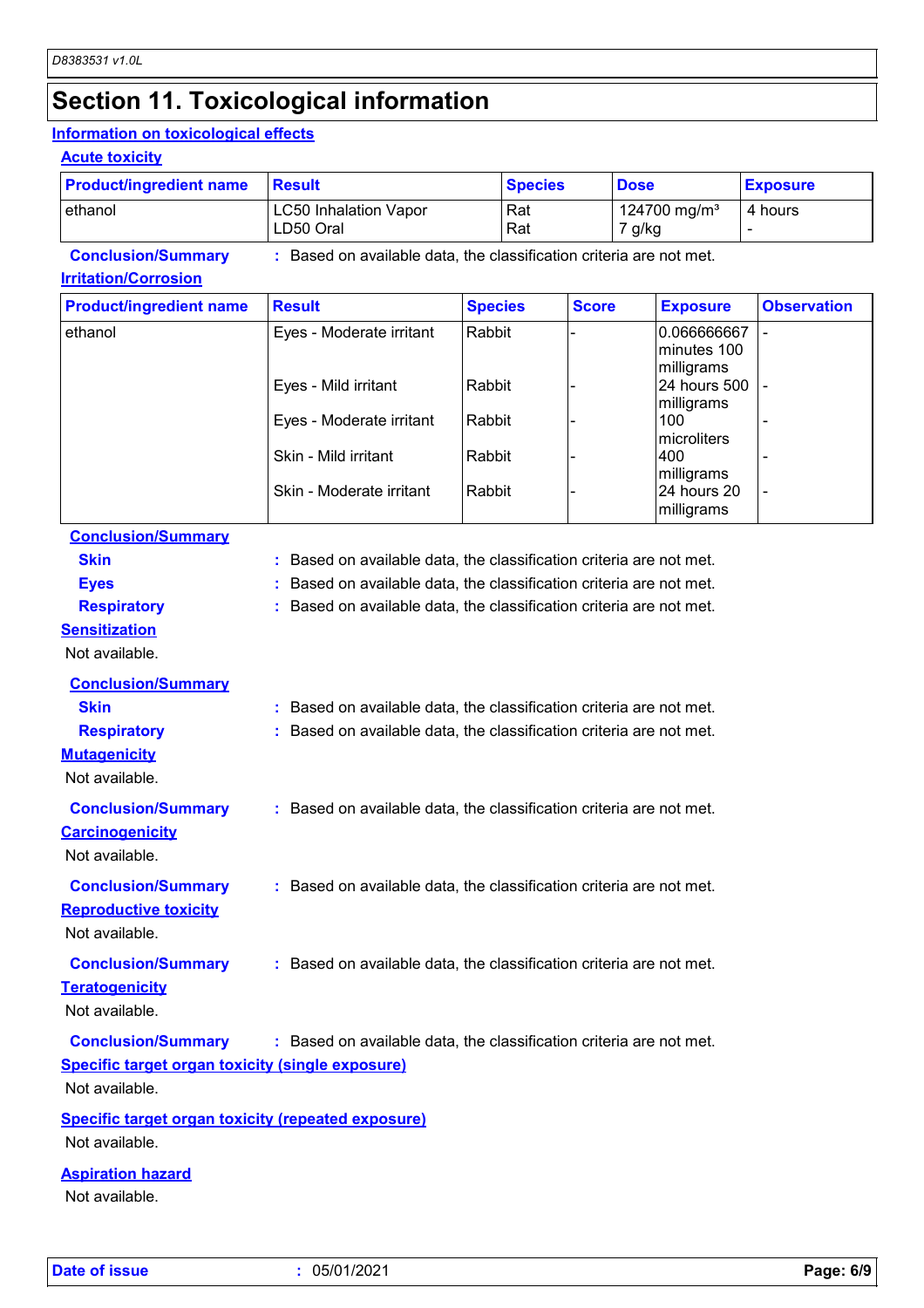# Section 11. Toxicological information

## Information on toxicological effects

### Acute toxicity

| Product/ingredient name | Result | Species | Dose | Exposure |
|---|---|---|---|---|
| ethanol | LC50 Inhalation Vapor<br>LD50 Oral | Rat<br>Rat | 124700 mg/m³<br>7 g/kg | 4 hours<br>- |

**Conclusion/Summary** : Based on available data, the classification criteria are not met.

### Irritation/Corrosion

| Product/ingredient name | Result | Species | Score | Exposure | Observation |
|---|---|---|---|---|---|
| ethanol | Eyes - Moderate irritant | Rabbit | - | 0.066666667 minutes 100 milligrams | - |
| | Eyes - Mild irritant | Rabbit | - | 24 hours 500 milligrams | - |
| | Eyes - Moderate irritant | Rabbit | - | 100 microliters | - |
| | Skin - Mild irritant | Rabbit | - | 400 milligrams | - |
| | Skin - Moderate irritant | Rabbit | - | 24 hours 20 milligrams | - |

**Conclusion/Summary**

**Skin** : Based on available data, the classification criteria are not met.

**Eyes** : Based on available data, the classification criteria are not met.

**Respiratory** : Based on available data, the classification criteria are not met.

### Sensitization

Not available.

**Conclusion/Summary**

**Skin** : Based on available data, the classification criteria are not met.

**Respiratory** : Based on available data, the classification criteria are not met.

### Mutagenicity

Not available.

**Conclusion/Summary** : Based on available data, the classification criteria are not met.

### Carcinogenicity

Not available.

**Conclusion/Summary** : Based on available data, the classification criteria are not met.

### Reproductive toxicity

Not available.

**Conclusion/Summary** : Based on available data, the classification criteria are not met.

### Teratogenicity

Not available.

**Conclusion/Summary** : Based on available data, the classification criteria are not met.

### Specific target organ toxicity (single exposure)

Not available.

### Specific target organ toxicity (repeated exposure)

Not available.

### Aspiration hazard

Not available.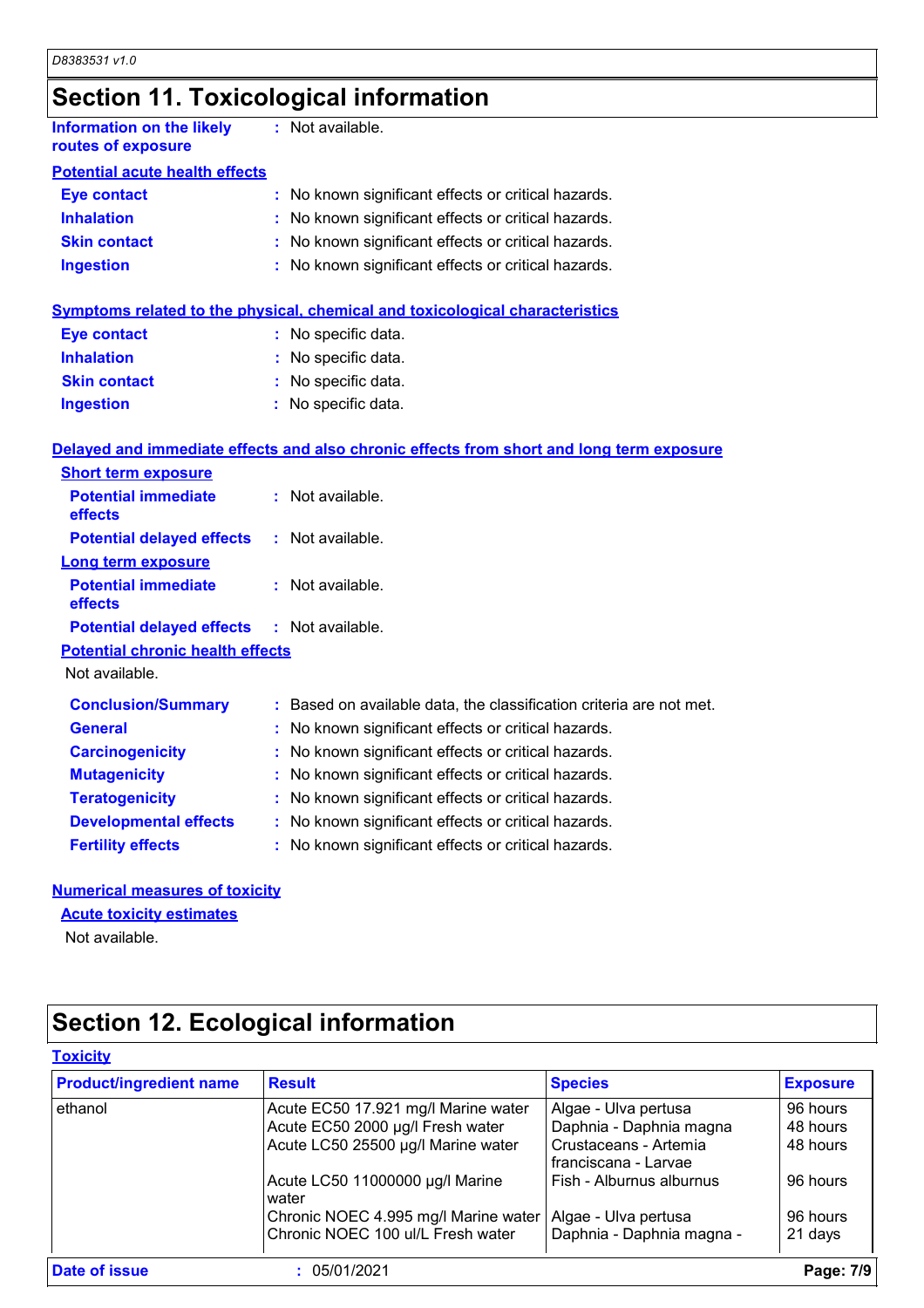## Section 11. Toxicological information

**Information on the likely routes of exposure** : Not available.

**Potential acute health effects**

**Eye contact** : No known significant effects or critical hazards.
**Inhalation** : No known significant effects or critical hazards.
**Skin contact** : No known significant effects or critical hazards.
**Ingestion** : No known significant effects or critical hazards.

**Symptoms related to the physical, chemical and toxicological characteristics**

**Eye contact** : No specific data.
**Inhalation** : No specific data.
**Skin contact** : No specific data.
**Ingestion** : No specific data.

**Delayed and immediate effects and also chronic effects from short and long term exposure**

**Short term exposure**

**Potential immediate effects** : Not available.
**Potential delayed effects** : Not available.

**Long term exposure**

**Potential immediate effects** : Not available.
**Potential delayed effects** : Not available.

**Potential chronic health effects**

Not available.

**Conclusion/Summary** : Based on available data, the classification criteria are not met.
**General** : No known significant effects or critical hazards.
**Carcinogenicity** : No known significant effects or critical hazards.
**Mutagenicity** : No known significant effects or critical hazards.
**Teratogenicity** : No known significant effects or critical hazards.
**Developmental effects** : No known significant effects or critical hazards.
**Fertility effects** : No known significant effects or critical hazards.

**Numerical measures of toxicity**

**Acute toxicity estimates**

Not available.

## Section 12. Ecological information

**Toxicity**

| Product/ingredient name | Result | Species | Exposure |
|---|---|---|---|
| ethanol | Acute EC50 17.921 mg/l Marine water | Algae - Ulva pertusa | 96 hours |
| | Acute EC50 2000 µg/l Fresh water | Daphnia - Daphnia magna | 48 hours |
| | Acute LC50 25500 µg/l Marine water | Crustaceans - Artemia franciscana - Larvae | 48 hours |
| | Acute LC50 11000000 µg/l Marine water | Fish - Alburnus alburnus | 96 hours |
| | Chronic NOEC 4.995 mg/l Marine water | Algae - Ulva pertusa | 96 hours |
| | Chronic NOEC 100 ul/L Fresh water | Daphnia - Daphnia magna - | 21 days |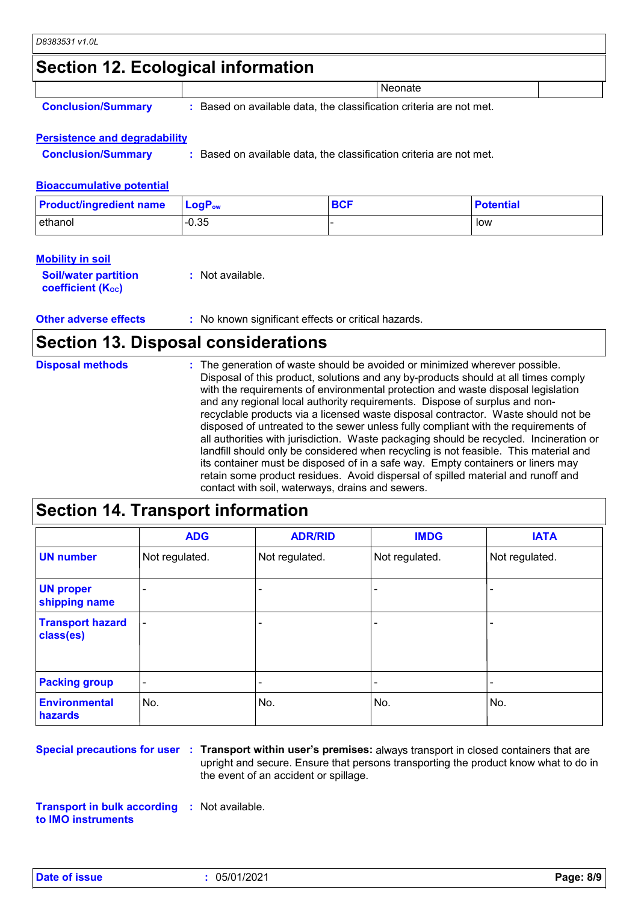## Section 12. Ecological information

| | | Neonate | |
|---|---|---|---|

**Conclusion/Summary** : Based on available data, the classification criteria are not met.

### Persistence and degradability

**Conclusion/Summary** : Based on available data, the classification criteria are not met.

### Bioaccumulative potential

| Product/ingredient name | $LogP_{ow}$ | BCF | Potential |
|---|---|---|---|
| ethanol | -0.35 | - | low |

### Mobility in soil

**Soil/water partition coefficient ($K_{OC}$)** : Not available.

**Other adverse effects** : No known significant effects or critical hazards.

## Section 13. Disposal considerations

**Disposal methods** : The generation of waste should be avoided or minimized wherever possible. Disposal of this product, solutions and any by-products should at all times comply with the requirements of environmental protection and waste disposal legislation and any regional local authority requirements. Dispose of surplus and non-recyclable products via a licensed waste disposal contractor. Waste should not be disposed of untreated to the sewer unless fully compliant with the requirements of all authorities with jurisdiction. Waste packaging should be recycled. Incineration or landfill should only be considered when recycling is not feasible. This material and its container must be disposed of in a safe way. Empty containers or liners may retain some product residues. Avoid dispersal of spilled material and runoff and contact with soil, waterways, drains and sewers.

## Section 14. Transport information

| | ADG | ADR/RID | IMDG | IATA |
|---|---|---|---|---|
| UN number | Not regulated. | Not regulated. | Not regulated. | Not regulated. |
| UN proper shipping name | - | - | - | - |
| Transport hazard class(es) | - | - | - | - |
| Packing group | - | - | - | - |
| Environmental hazards | No. | No. | No. | No. |

**Special precautions for user** : **Transport within user's premises:** always transport in closed containers that are upright and secure. Ensure that persons transporting the product know what to do in the event of an accident or spillage.

**Transport in bulk according to IMO instruments** : Not available.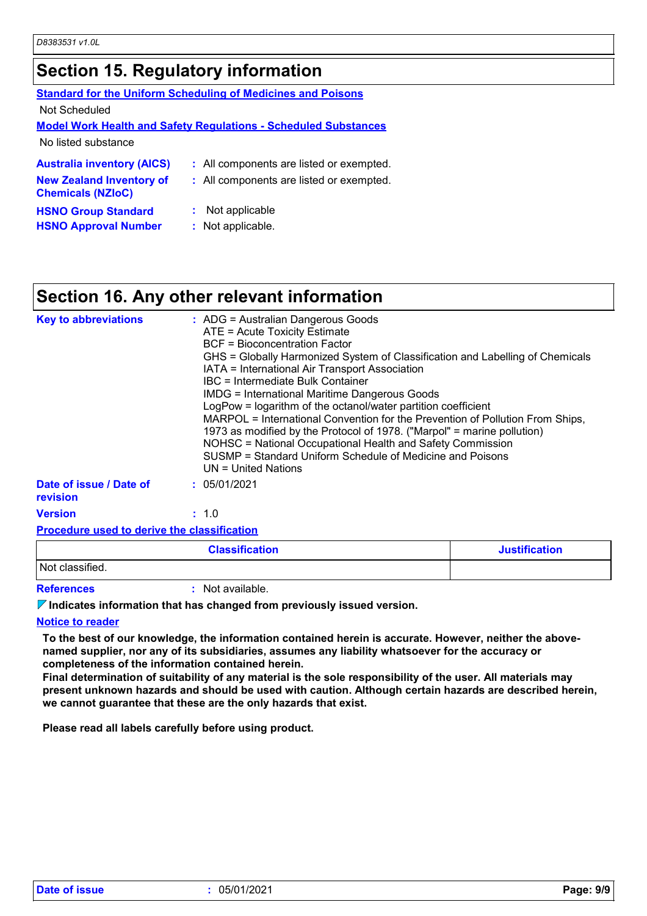## Section 15. Regulatory information

**Standard for the Uniform Scheduling of Medicines and Poisons**

Not Scheduled

**Model Work Health and Safety Regulations - Scheduled Substances**

No listed substance

**Australia inventory (AICS)** : All components are listed or exempted.

**New Zealand Inventory of Chemicals (NZIoC)** : All components are listed or exempted.

**HSNO Group Standard** : Not applicable

**HSNO Approval Number** : Not applicable.

## Section 16. Any other relevant information

**Key to abbreviations** :

- ADG = Australian Dangerous Goods
- ATE = Acute Toxicity Estimate
- BCF = Bioconcentration Factor
- GHS = Globally Harmonized System of Classification and Labelling of Chemicals
- IATA = International Air Transport Association
- IBC = Intermediate Bulk Container
- IMDG = International Maritime Dangerous Goods
- LogPow = logarithm of the octanol/water partition coefficient
- MARPOL = International Convention for the Prevention of Pollution From Ships, 1973 as modified by the Protocol of 1978. ("Marpol" = marine pollution)
- NOHSC = National Occupational Health and Safety Commission
- SUSMP = Standard Uniform Schedule of Medicine and Poisons
- UN = United Nations

**Date of issue / Date of revision** : 05/01/2021

**Version** : 1.0

**Procedure used to derive the classification**

| Classification | Justification |
|---|---|
| Not classified. | |

**References** : Not available.

**Indicates information that has changed from previously issued version.**

**Notice to reader**

**To the best of our knowledge, the information contained herein is accurate. However, neither the above-named supplier, nor any of its subsidiaries, assumes any liability whatsoever for the accuracy or completeness of the information contained herein.**
**Final determination of suitability of any material is the sole responsibility of the user. All materials may present unknown hazards and should be used with caution. Although certain hazards are described herein, we cannot guarantee that these are the only hazards that exist.**

**Please read all labels carefully before using product.**